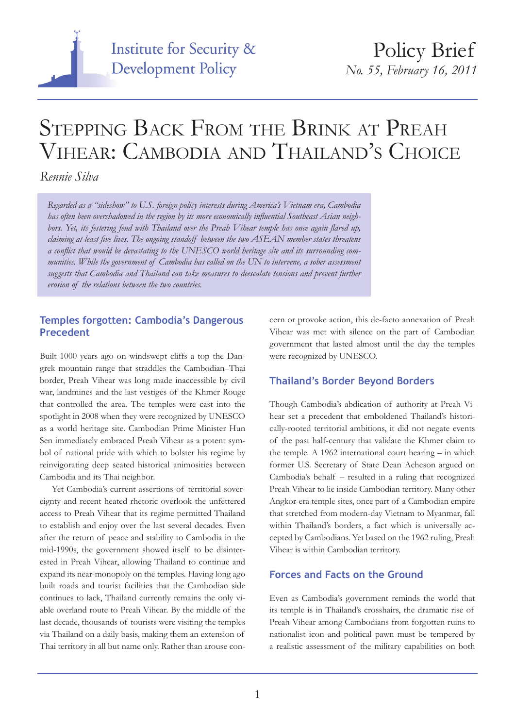Institute for Security & Development Policy

Policy Brief
*No. 55, February 16, 2011*

# Stepping Back From the Brink at Preah Vihear: Cambodia and Thailand's Choice

*Rennie Silva*

*Regarded as a "sideshow" to U.S. foreign policy interests during America's Vietnam era, Cambodia has often been overshadowed in the region by its more economically influential Southeast Asian neighbors. Yet, its festering feud with Thailand over the Preah Vihear temple has once again flared up, claiming at least five lives. The ongoing standoff between the two ASEAN member states threatens a conflict that would be devastating to the UNESCO world heritage site and its surrounding communities. While the government of Cambodia has called on the UN to intervene, a sober assessment suggests that Cambodia and Thailand can take measures to deescalate tensions and prevent further erosion of the relations between the two countries.*

## Temples forgotten: Cambodia's Dangerous Precedent

Built 1000 years ago on windswept cliffs a top the Dangrek mountain range that straddles the Cambodian–Thai border, Preah Vihear was long made inaccessible by civil war, landmines and the last vestiges of the Khmer Rouge that controlled the area. The temples were cast into the spotlight in 2008 when they were recognized by UNESCO as a world heritage site. Cambodian Prime Minister Hun Sen immediately embraced Preah Vihear as a potent symbol of national pride with which to bolster his regime by reinvigorating deep seated historical animosities between Cambodia and its Thai neighbor.

Yet Cambodia's current assertions of territorial sovereignty and recent heated rhetoric overlook the unfettered access to Preah Vihear that its regime permitted Thailand to establish and enjoy over the last several decades. Even after the return of peace and stability to Cambodia in the mid-1990s, the government showed itself to be disinterested in Preah Vihear, allowing Thailand to continue and expand its near-monopoly on the temples. Having long ago built roads and tourist facilities that the Cambodian side continues to lack, Thailand currently remains the only viable overland route to Preah Vihear. By the middle of the last decade, thousands of tourists were visiting the temples via Thailand on a daily basis, making them an extension of Thai territory in all but name only. Rather than arouse concern or provoke action, this de-facto annexation of Preah Vihear was met with silence on the part of Cambodian government that lasted almost until the day the temples were recognized by UNESCO.

## Thailand's Border Beyond Borders

Though Cambodia's abdication of authority at Preah Vihear set a precedent that emboldened Thailand's historically-rooted territorial ambitions, it did not negate events of the past half-century that validate the Khmer claim to the temple. A 1962 international court hearing – in which former U.S. Secretary of State Dean Acheson argued on Cambodia's behalf – resulted in a ruling that recognized Preah Vihear to lie inside Cambodian territory. Many other Angkor-era temple sites, once part of a Cambodian empire that stretched from modern-day Vietnam to Myanmar, fall within Thailand's borders, a fact which is universally accepted by Cambodians. Yet based on the 1962 ruling, Preah Vihear is within Cambodian territory.

## Forces and Facts on the Ground

Even as Cambodia's government reminds the world that its temple is in Thailand's crosshairs, the dramatic rise of Preah Vihear among Cambodians from forgotten ruins to nationalist icon and political pawn must be tempered by a realistic assessment of the military capabilities on both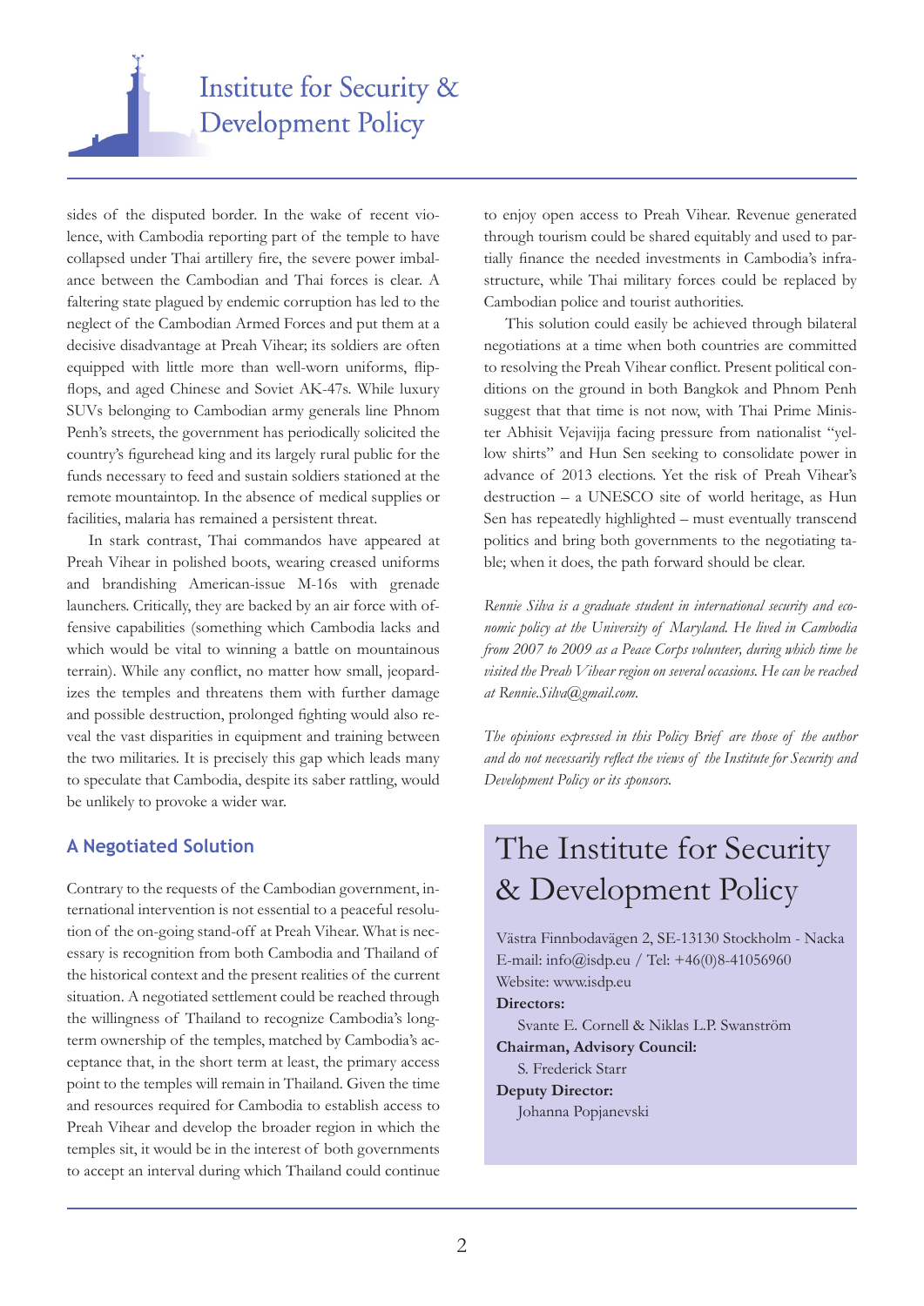sides of the disputed border. In the wake of recent violence, with Cambodia reporting part of the temple to have collapsed under Thai artillery fire, the severe power imbalance between the Cambodian and Thai forces is clear. A faltering state plagued by endemic corruption has led to the neglect of the Cambodian Armed Forces and put them at a decisive disadvantage at Preah Vihear; its soldiers are often equipped with little more than well-worn uniforms, flip-flops, and aged Chinese and Soviet AK-47s. While luxury SUVs belonging to Cambodian army generals line Phnom Penh's streets, the government has periodically solicited the country's figurehead king and its largely rural public for the funds necessary to feed and sustain soldiers stationed at the remote mountaintop. In the absence of medical supplies or facilities, malaria has remained a persistent threat.

In stark contrast, Thai commandos have appeared at Preah Vihear in polished boots, wearing creased uniforms and brandishing American-issue M-16s with grenade launchers. Critically, they are backed by an air force with offensive capabilities (something which Cambodia lacks and which would be vital to winning a battle on mountainous terrain). While any conflict, no matter how small, jeopardizes the temples and threatens them with further damage and possible destruction, prolonged fighting would also reveal the vast disparities in equipment and training between the two militaries. It is precisely this gap which leads many to speculate that Cambodia, despite its saber rattling, would be unlikely to provoke a wider war.

## A Negotiated Solution

Contrary to the requests of the Cambodian government, international intervention is not essential to a peaceful resolution of the on-going stand-off at Preah Vihear. What is necessary is recognition from both Cambodia and Thailand of the historical context and the present realities of the current situation. A negotiated settlement could be reached through the willingness of Thailand to recognize Cambodia's long-term ownership of the temples, matched by Cambodia's acceptance that, in the short term at least, the primary access point to the temples will remain in Thailand. Given the time and resources required for Cambodia to establish access to Preah Vihear and develop the broader region in which the temples sit, it would be in the interest of both governments to accept an interval during which Thailand could continue to enjoy open access to Preah Vihear. Revenue generated through tourism could be shared equitably and used to partially finance the needed investments in Cambodia's infrastructure, while Thai military forces could be replaced by Cambodian police and tourist authorities.

This solution could easily be achieved through bilateral negotiations at a time when both countries are committed to resolving the Preah Vihear conflict. Present political conditions on the ground in both Bangkok and Phnom Penh suggest that that time is not now, with Thai Prime Minister Abhisit Vejavijja facing pressure from nationalist "yellow shirts" and Hun Sen seeking to consolidate power in advance of 2013 elections. Yet the risk of Preah Vihear's destruction – a UNESCO site of world heritage, as Hun Sen has repeatedly highlighted – must eventually transcend politics and bring both governments to the negotiating table; when it does, the path forward should be clear.

*Rennie Silva is a graduate student in international security and economic policy at the University of Maryland. He lived in Cambodia from 2007 to 2009 as a Peace Corps volunteer, during which time he visited the Preah Vihear region on several occasions. He can be reached at Rennie.Silva@gmail.com.*

*The opinions expressed in this Policy Brief are those of the author and do not necessarily reflect the views of the Institute for Security and Development Policy or its sponsors.*

## The Institute for Security & Development Policy

Västra Finnbodavägen 2, SE-13130 Stockholm - Nacka
E-mail: info@isdp.eu / Tel: +46(0)8-41056960
Website: www.isdp.eu

**Directors:**
Svante E. Cornell & Niklas L.P. Swanström

**Chairman, Advisory Council:**
S. Frederick Starr

**Deputy Director:**
Johanna Popjanevski